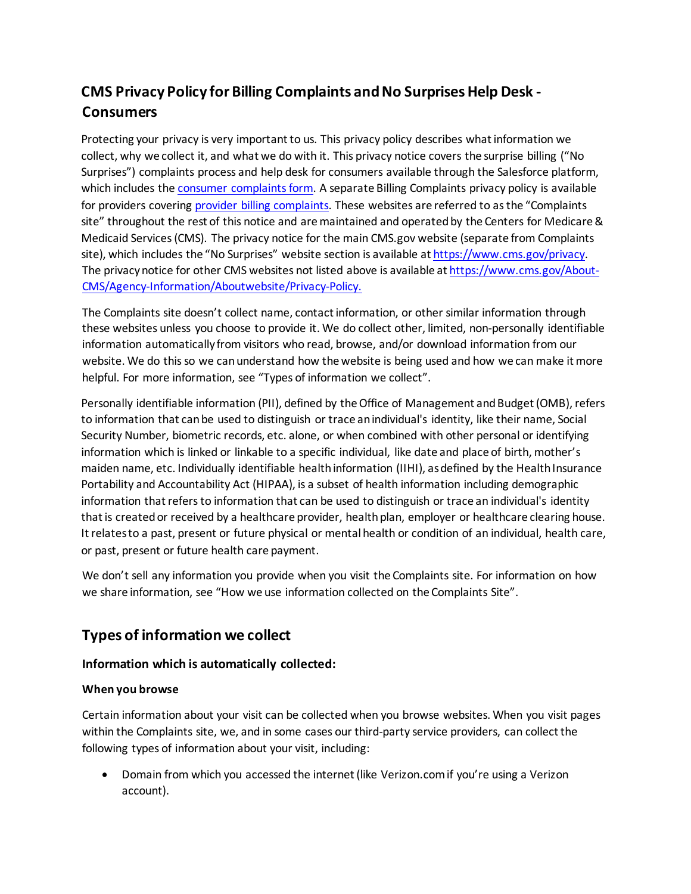# CMS Privacy Policy for Billing Complaints and No Surprises Help Desk - Consumers

Protecting your privacy is very important to us. This privacy policy describes what information we collect, why we collect it, and what we do with it. This privacy notice covers the surprise billing ("No Surprises") complaints process and help desk for consumers available through the Salesforce platform, which includes the consumer complaints form. A separate Billing Complaints privacy policy is available for providers covering provider billing complaints. These websites are referred to as the "Complaints site" throughout the rest of this notice and are maintained and operated by the Centers for Medicare & Medicaid Services (CMS). The privacy notice for the main CMS.gov website (separate from Complaints site), which includes the "No Surprises" website section is available at https://www.cms.gov/privacy. The privacy notice for other CMS websites not listed above is available at https://www.cms.gov/About-CMS/Agency-Information/Aboutwebsite/Privacy-Policy.

The Complaints site doesn't collect name, contact information, or other similar information through these websites unless you choose to provide it. We do collect other, limited, non-personally identifiable information automatically from visitors who read, browse, and/or download information from our website. We do this so we can understand how the website is being used and how we can make it more helpful. For more information, see "Types of information we collect".

Personally identifiable information (PII), defined by the Office of Management and Budget (OMB), refers to information that can be used to distinguish or trace an individual's identity, like their name, Social Security Number, biometric records, etc. alone, or when combined with other personal or identifying information which is linked or linkable to a specific individual, like date and place of birth, mother's maiden name, etc. Individually identifiable health information (IIHI), as defined by the Health Insurance Portability and Accountability Act (HIPAA), is a subset of health information including demographic information that refers to information that can be used to distinguish or trace an individual's identity that is created or received by a healthcare provider, health plan, employer or healthcare clearing house. It relates to a past, present or future physical or mental health or condition of an individual, health care, or past, present or future health care payment.

We don't sell any information you provide when you visit the Complaints site. For information on how we share information, see "How we use information collected on the Complaints Site".

## Types of information we collect

### Information which is automatically collected:

#### When you browse

Certain information about your visit can be collected when you browse websites. When you visit pages within the Complaints site, we, and in some cases our third-party service providers, can collect the following types of information about your visit, including:

- Domain from which you accessed the internet (like Verizon.com if you're using a Verizon account).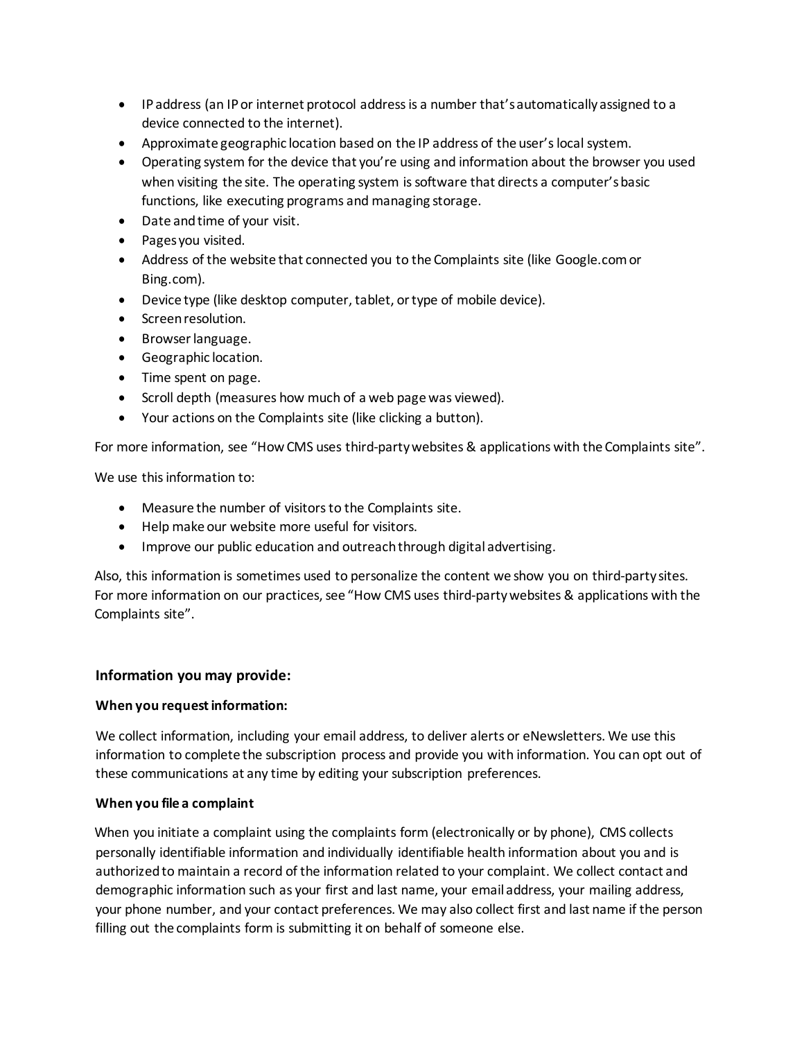- IP address (an IP or internet protocol address is a number that's automatically assigned to a device connected to the internet).
- Approximate geographic location based on the IP address of the user's local system.
- Operating system for the device that you're using and information about the browser you used when visiting the site. The operating system is software that directs a computer's basic functions, like executing programs and managing storage.
- Date and time of your visit.
- Pages you visited.
- Address of the website that connected you to the Complaints site (like Google.com or Bing.com).
- Device type (like desktop computer, tablet, or type of mobile device).
- Screen resolution.
- Browser language.
- Geographic location.
- Time spent on page.
- Scroll depth (measures how much of a web page was viewed).
- Your actions on the Complaints site (like clicking a button).

For more information, see "How CMS uses third-party websites & applications with the Complaints site".

We use this information to:

- Measure the number of visitors to the Complaints site.
- Help make our website more useful for visitors.
- Improve our public education and outreach through digital advertising.

Also, this information is sometimes used to personalize the content we show you on third-party sites. For more information on our practices, see "How CMS uses third-party websites & applications with the Complaints site".

### Information you may provide:

#### When you request information:

We collect information, including your email address, to deliver alerts or eNewsletters. We use this information to complete the subscription process and provide you with information. You can opt out of these communications at any time by editing your subscription preferences.

#### When you file a complaint

When you initiate a complaint using the complaints form (electronically or by phone), CMS collects personally identifiable information and individually identifiable health information about you and is authorized to maintain a record of the information related to your complaint. We collect contact and demographic information such as your first and last name, your email address, your mailing address, your phone number, and your contact preferences. We may also collect first and last name if the person filling out the complaints form is submitting it on behalf of someone else.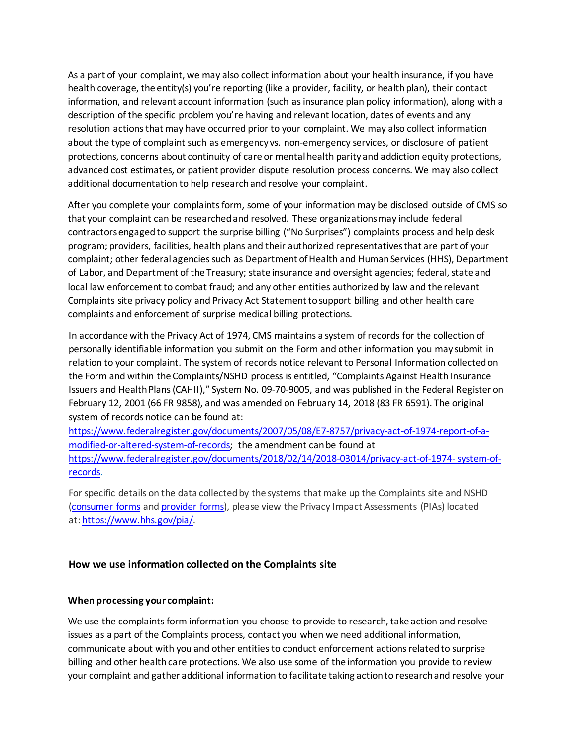As a part of your complaint, we may also collect information about your health insurance, if you have health coverage, the entity(s) you're reporting (like a provider, facility, or health plan), their contact information, and relevant account information (such as insurance plan policy information), along with a description of the specific problem you're having and relevant location, dates of events and any resolution actions that may have occurred prior to your complaint. We may also collect information about the type of complaint such as emergency vs. non-emergency services, or disclosure of patient protections, concerns about continuity of care or mental health parity and addiction equity protections, advanced cost estimates, or patient provider dispute resolution process concerns. We may also collect additional documentation to help research and resolve your complaint.

After you complete your complaints form, some of your information may be disclosed outside of CMS so that your complaint can be researched and resolved. These organizations may include federal contractors engaged to support the surprise billing ("No Surprises") complaints process and help desk program; providers, facilities, health plans and their authorized representatives that are part of your complaint; other federal agencies such as Department of Health and Human Services (HHS), Department of Labor, and Department of the Treasury; state insurance and oversight agencies; federal, state and local law enforcement to combat fraud; and any other entities authorized by law and the relevant Complaints site privacy policy and Privacy Act Statement to support billing and other health care complaints and enforcement of surprise medical billing protections.

In accordance with the Privacy Act of 1974, CMS maintains a system of records for the collection of personally identifiable information you submit on the Form and other information you may submit in relation to your complaint. The system of records notice relevant to Personal Information collected on the Form and within the Complaints/NSHD process is entitled, "Complaints Against Health Insurance Issuers and Health Plans (CAHII)," System No. 09-70-9005, and was published in the Federal Register on February 12, 2001 (66 FR 9858), and was amended on February 14, 2018 (83 FR 6591). The original system of records notice can be found at: [https://www.federalregister.gov/documents/2007/05/08/E7-8757/privacy-act-of-1974-report-of-a-modified-or-altered-system-of-records](https://www.federalregister.gov/documents/2007/05/08/E7-8757/privacy-act-of-1974-report-of-a-modified-or-altered-system-of-records); the amendment can be found at [https://www.federalregister.gov/documents/2018/02/14/2018-03014/privacy-act-of-1974- system-of-records](https://www.federalregister.gov/documents/2018/02/14/2018-03014/privacy-act-of-1974-system-of-records).

For specific details on the data collected by the systems that make up the Complaints site and NSHD (consumer forms and provider forms), please view the Privacy Impact Assessments (PIAs) located at: [https://www.hhs.gov/pia/](https://www.hhs.gov/pia/).

### How we use information collected on the Complaints site

#### When processing your complaint:

We use the complaints form information you choose to provide to research, take action and resolve issues as a part of the Complaints process, contact you when we need additional information, communicate about with you and other entities to conduct enforcement actions related to surprise billing and other health care protections. We also use some of the information you provide to review your complaint and gather additional information to facilitate taking action to research and resolve your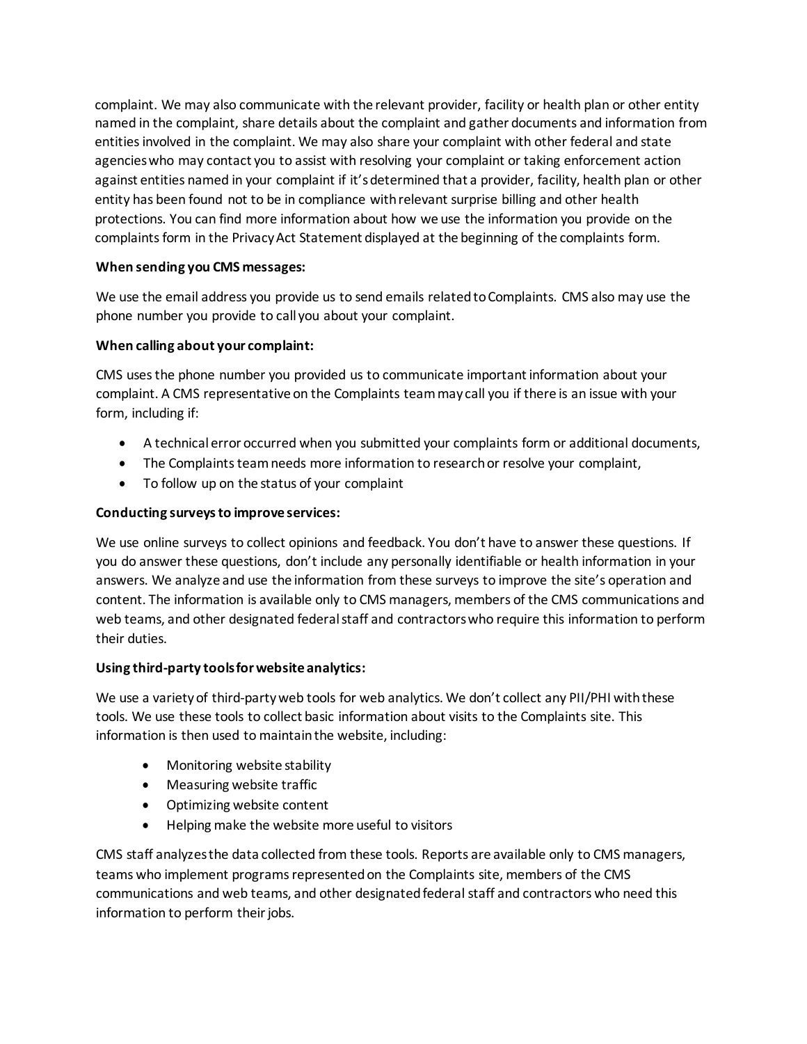complaint. We may also communicate with the relevant provider, facility or health plan or other entity named in the complaint, share details about the complaint and gather documents and information from entities involved in the complaint. We may also share your complaint with other federal and state agencies who may contact you to assist with resolving your complaint or taking enforcement action against entities named in your complaint if it's determined that a provider, facility, health plan or other entity has been found not to be in compliance with relevant surprise billing and other health protections. You can find more information about how we use the information you provide on the complaints form in the Privacy Act Statement displayed at the beginning of the complaints form.

**When sending you CMS messages:**

We use the email address you provide us to send emails related to Complaints. CMS also may use the phone number you provide to call you about your complaint.

**When calling about your complaint:**

CMS uses the phone number you provided us to communicate important information about your complaint. A CMS representative on the Complaints team may call you if there is an issue with your form, including if:

- A technical error occurred when you submitted your complaints form or additional documents,
- The Complaints team needs more information to research or resolve your complaint,
- To follow up on the status of your complaint

**Conducting surveys to improve services:**

We use online surveys to collect opinions and feedback. You don't have to answer these questions. If you do answer these questions, don't include any personally identifiable or health information in your answers. We analyze and use the information from these surveys to improve the site's operation and content. The information is available only to CMS managers, members of the CMS communications and web teams, and other designated federal staff and contractors who require this information to perform their duties.

**Using third-party tools for website analytics:**

We use a variety of third-party web tools for web analytics. We don't collect any PII/PHI with these tools. We use these tools to collect basic information about visits to the Complaints site. This information is then used to maintain the website, including:

- Monitoring website stability
- Measuring website traffic
- Optimizing website content
- Helping make the website more useful to visitors

CMS staff analyzes the data collected from these tools. Reports are available only to CMS managers, teams who implement programs represented on the Complaints site, members of the CMS communications and web teams, and other designated federal staff and contractors who need this information to perform their jobs.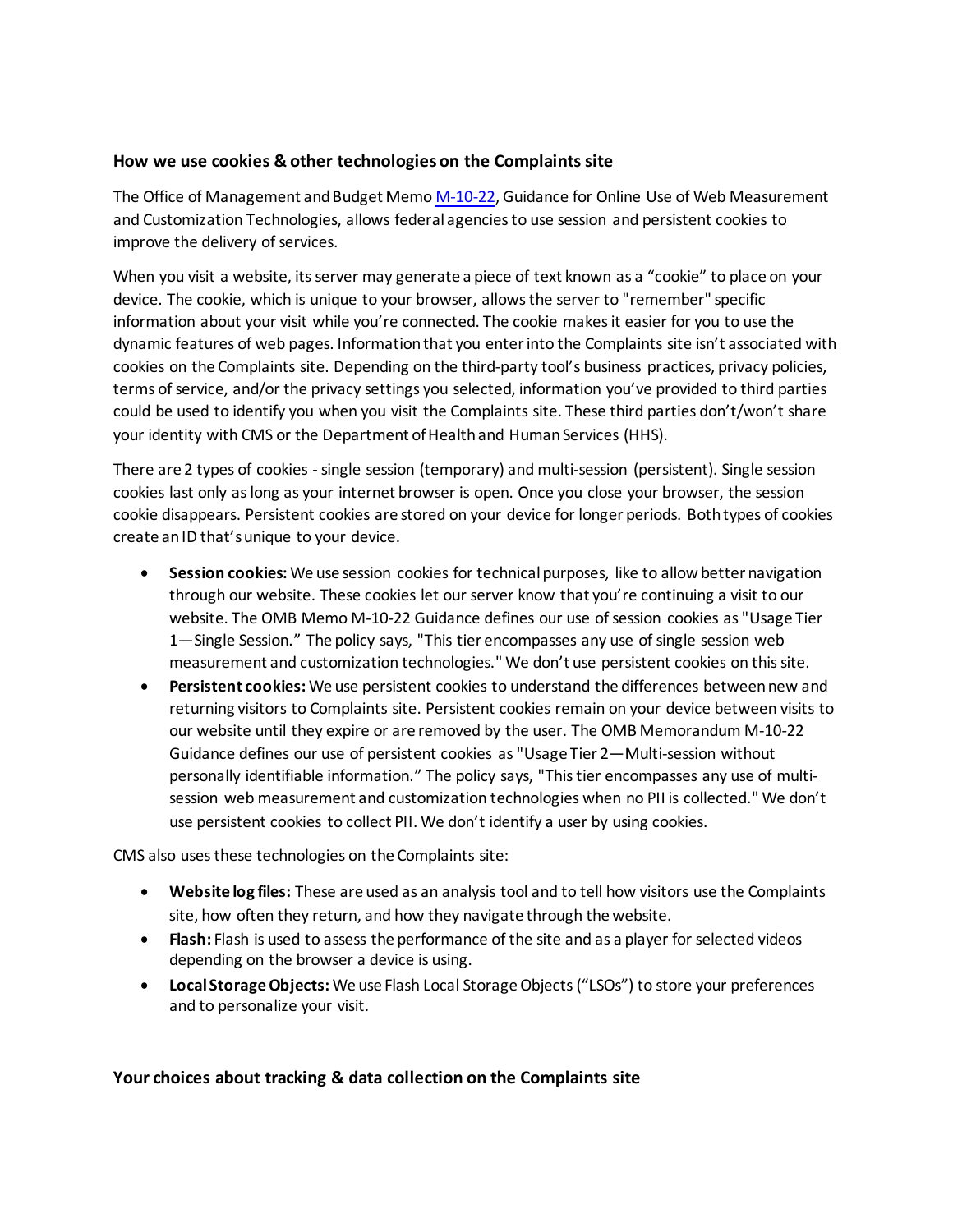### How we use cookies & other technologies on the Complaints site

The Office of Management and Budget Memo [M-10-22](), Guidance for Online Use of Web Measurement and Customization Technologies, allows federal agencies to use session and persistent cookies to improve the delivery of services.

When you visit a website, its server may generate a piece of text known as a "cookie" to place on your device. The cookie, which is unique to your browser, allows the server to "remember" specific information about your visit while you're connected. The cookie makes it easier for you to use the dynamic features of web pages. Information that you enter into the Complaints site isn't associated with cookies on the Complaints site. Depending on the third-party tool's business practices, privacy policies, terms of service, and/or the privacy settings you selected, information you've provided to third parties could be used to identify you when you visit the Complaints site. These third parties don't/won't share your identity with CMS or the Department of Health and Human Services (HHS).

There are 2 types of cookies - single session (temporary) and multi-session (persistent). Single session cookies last only as long as your internet browser is open. Once you close your browser, the session cookie disappears. Persistent cookies are stored on your device for longer periods. Both types of cookies create an ID that's unique to your device.

- **Session cookies:** We use session cookies for technical purposes, like to allow better navigation through our website. These cookies let our server know that you're continuing a visit to our website. The OMB Memo M-10-22 Guidance defines our use of session cookies as "Usage Tier 1—Single Session." The policy says, "This tier encompasses any use of single session web measurement and customization technologies." We don't use persistent cookies on this site.
- **Persistent cookies:** We use persistent cookies to understand the differences between new and returning visitors to Complaints site. Persistent cookies remain on your device between visits to our website until they expire or are removed by the user. The OMB Memorandum M-10-22 Guidance defines our use of persistent cookies as "Usage Tier 2—Multi-session without personally identifiable information." The policy says, "This tier encompasses any use of multi-session web measurement and customization technologies when no PII is collected." We don't use persistent cookies to collect PII. We don't identify a user by using cookies.

CMS also uses these technologies on the Complaints site:

- **Website log files:** These are used as an analysis tool and to tell how visitors use the Complaints site, how often they return, and how they navigate through the website.
- **Flash:** Flash is used to assess the performance of the site and as a player for selected videos depending on the browser a device is using.
- **Local Storage Objects:** We use Flash Local Storage Objects ("LSOs") to store your preferences and to personalize your visit.

### Your choices about tracking & data collection on the Complaints site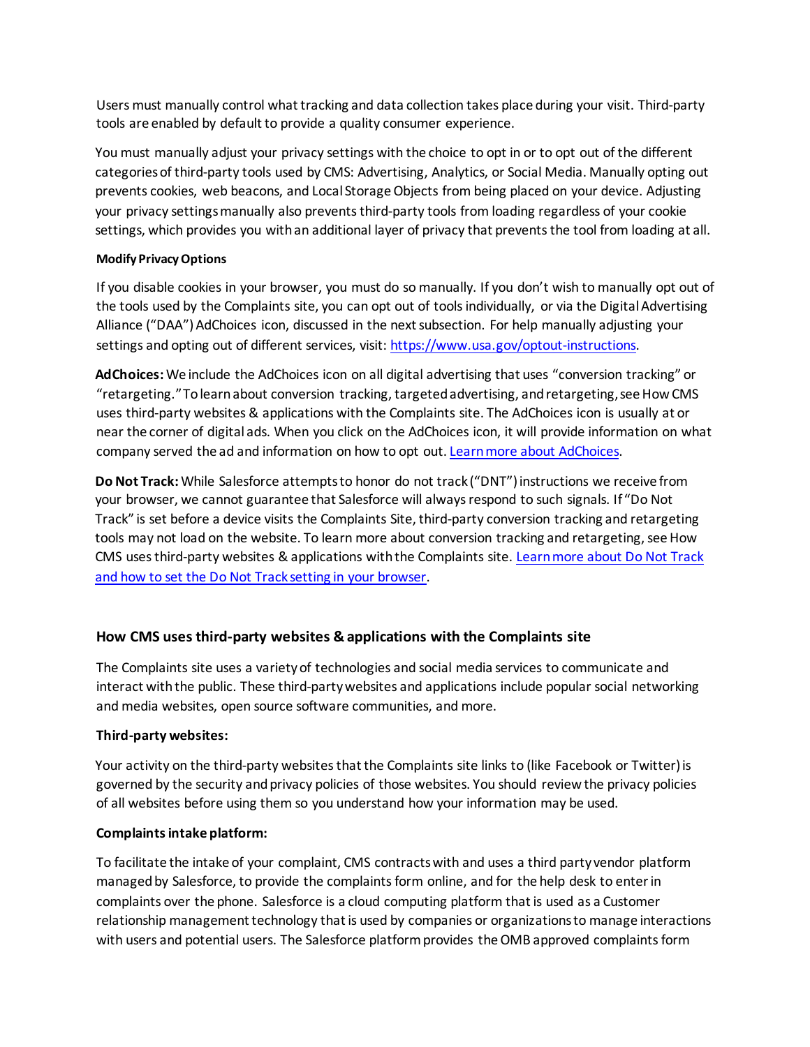Users must manually control what tracking and data collection takes place during your visit. Third-party tools are enabled by default to provide a quality consumer experience.

You must manually adjust your privacy settings with the choice to opt in or to opt out of the different categories of third-party tools used by CMS: Advertising, Analytics, or Social Media. Manually opting out prevents cookies, web beacons, and Local Storage Objects from being placed on your device. Adjusting your privacy settings manually also prevents third-party tools from loading regardless of your cookie settings, which provides you with an additional layer of privacy that prevents the tool from loading at all.

#### Modify Privacy Options

If you disable cookies in your browser, you must do so manually. If you don't wish to manually opt out of the tools used by the Complaints site, you can opt out of tools individually, or via the Digital Advertising Alliance ("DAA") AdChoices icon, discussed in the next subsection. For help manually adjusting your settings and opting out of different services, visit: [https://www.usa.gov/optout-instructions](https://www.usa.gov/optout-instructions).

**AdChoices:** We include the AdChoices icon on all digital advertising that uses "conversion tracking" or "retargeting." To learn about conversion tracking, targeted advertising, and retargeting, see How CMS uses third-party websites & applications with the Complaints site. The AdChoices icon is usually at or near the corner of digital ads. When you click on the AdChoices icon, it will provide information on what company served the ad and information on how to opt out. Learn more about AdChoices.

**Do Not Track:** While Salesforce attempts to honor do not track ("DNT") instructions we receive from your browser, we cannot guarantee that Salesforce will always respond to such signals. If "Do Not Track" is set before a device visits the Complaints Site, third-party conversion tracking and retargeting tools may not load on the website. To learn more about conversion tracking and retargeting, see How CMS uses third-party websites & applications with the Complaints site. Learn more about Do Not Track and how to set the Do Not Track setting in your browser.

### How CMS uses third-party websites & applications with the Complaints site

The Complaints site uses a variety of technologies and social media services to communicate and interact with the public. These third-party websites and applications include popular social networking and media websites, open source software communities, and more.

#### Third-party websites:

Your activity on the third-party websites that the Complaints site links to (like Facebook or Twitter) is governed by the security and privacy policies of those websites. You should review the privacy policies of all websites before using them so you understand how your information may be used.

#### Complaints intake platform:

To facilitate the intake of your complaint, CMS contracts with and uses a third party vendor platform managed by Salesforce, to provide the complaints form online, and for the help desk to enter in complaints over the phone. Salesforce is a cloud computing platform that is used as a Customer relationship management technology that is used by companies or organizations to manage interactions with users and potential users. The Salesforce platform provides the OMB approved complaints form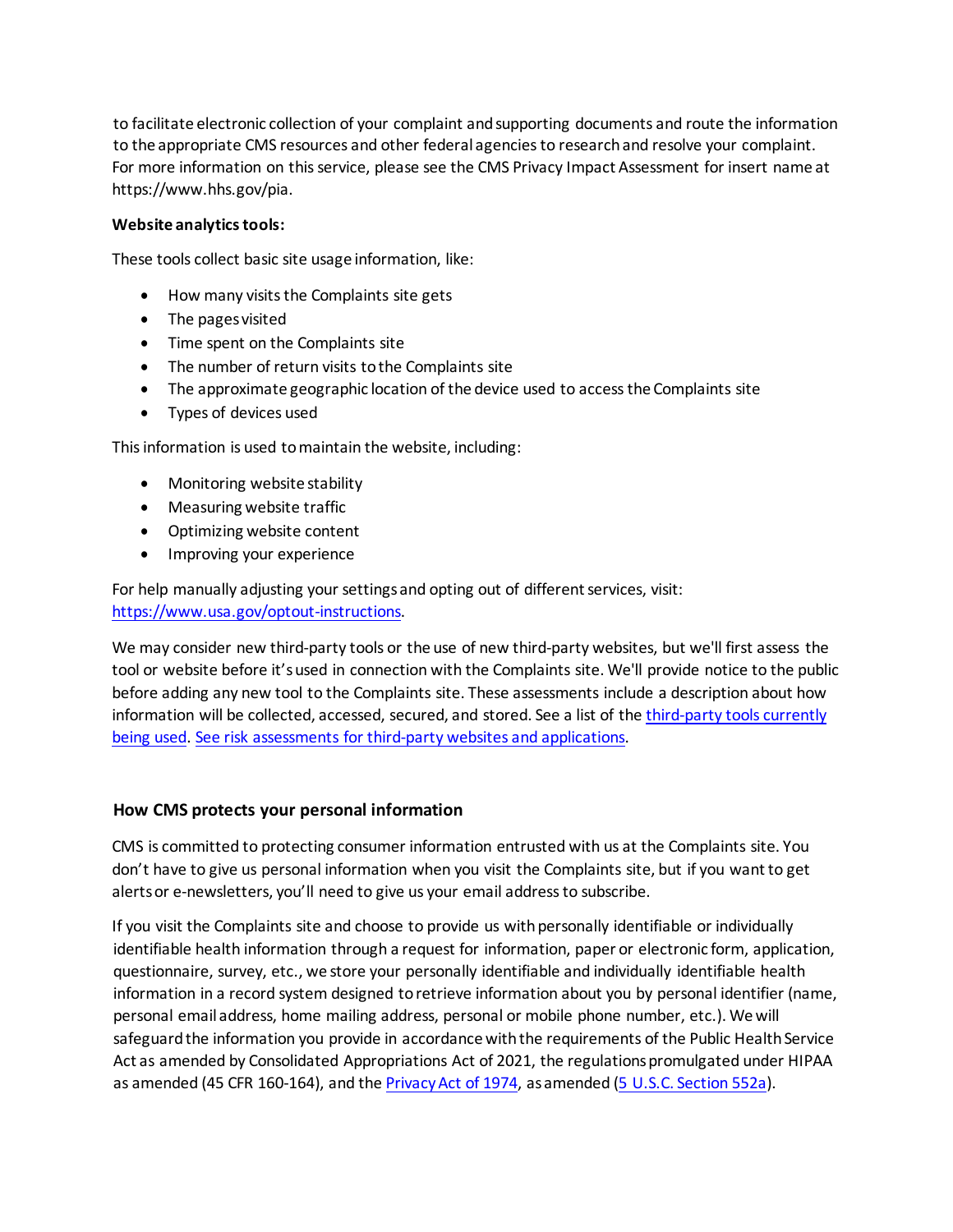to facilitate electronic collection of your complaint and supporting documents and route the information to the appropriate CMS resources and other federal agencies to research and resolve your complaint. For more information on this service, please see the CMS Privacy Impact Assessment for insert name at https://www.hhs.gov/pia.

**Website analytics tools:**

These tools collect basic site usage information, like:

- How many visits the Complaints site gets
- The pages visited
- Time spent on the Complaints site
- The number of return visits to the Complaints site
- The approximate geographic location of the device used to access the Complaints site
- Types of devices used

This information is used to maintain the website, including:

- Monitoring website stability
- Measuring website traffic
- Optimizing website content
- Improving your experience

For help manually adjusting your settings and opting out of different services, visit: https://www.usa.gov/optout-instructions.

We may consider new third-party tools or the use of new third-party websites, but we'll first assess the tool or website before it's used in connection with the Complaints site. We'll provide notice to the public before adding any new tool to the Complaints site. These assessments include a description about how information will be collected, accessed, secured, and stored. See a list of the third-party tools currently being used. See risk assessments for third-party websites and applications.

### How CMS protects your personal information

CMS is committed to protecting consumer information entrusted with us at the Complaints site. You don't have to give us personal information when you visit the Complaints site, but if you want to get alerts or e-newsletters, you'll need to give us your email address to subscribe.

If you visit the Complaints site and choose to provide us with personally identifiable or individually identifiable health information through a request for information, paper or electronic form, application, questionnaire, survey, etc., we store your personally identifiable and individually identifiable health information in a record system designed to retrieve information about you by personal identifier (name, personal email address, home mailing address, personal or mobile phone number, etc.). We will safeguard the information you provide in accordance with the requirements of the Public Health Service Act as amended by Consolidated Appropriations Act of 2021, the regulations promulgated under HIPAA as amended (45 CFR 160-164), and the Privacy Act of 1974, as amended (5 U.S.C. Section 552a).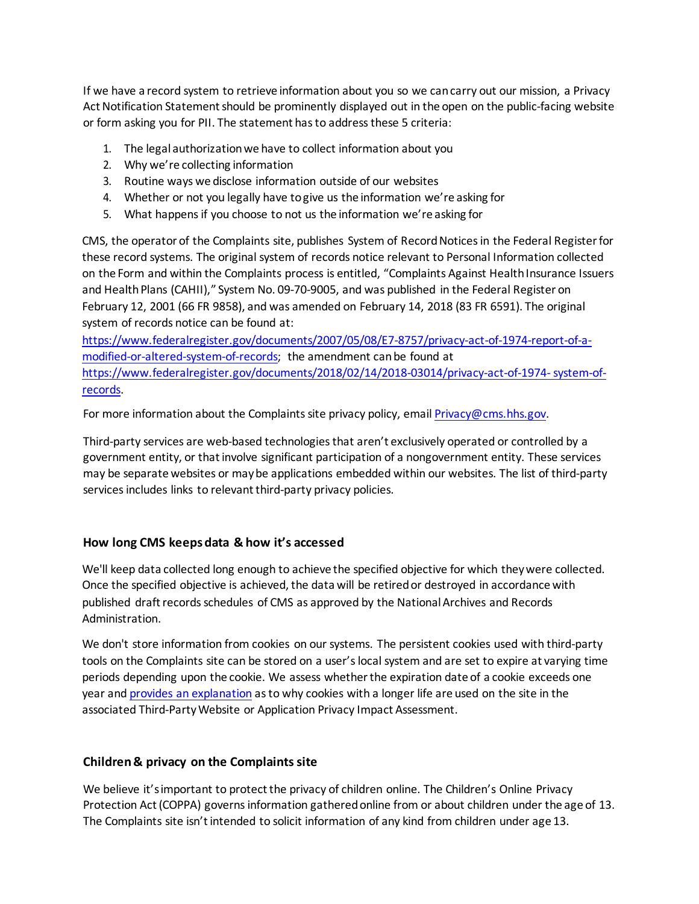If we have a record system to retrieve information about you so we can carry out our mission, a Privacy Act Notification Statement should be prominently displayed out in the open on the public-facing website or form asking you for PII. The statement has to address these 5 criteria:

1. The legal authorization we have to collect information about you
2. Why we're collecting information
3. Routine ways we disclose information outside of our websites
4. Whether or not you legally have to give us the information we're asking for
5. What happens if you choose to not us the information we're asking for

CMS, the operator of the Complaints site, publishes System of Record Notices in the Federal Register for these record systems. The original system of records notice relevant to Personal Information collected on the Form and within the Complaints process is entitled, "Complaints Against Health Insurance Issuers and Health Plans (CAHII)," System No. 09-70-9005, and was published in the Federal Register on February 12, 2001 (66 FR 9858), and was amended on February 14, 2018 (83 FR 6591). The original system of records notice can be found at: [https://www.federalregister.gov/documents/2007/05/08/E7-8757/privacy-act-of-1974-report-of-a-modified-or-altered-system-of-records](https://www.federalregister.gov/documents/2007/05/08/E7-8757/privacy-act-of-1974-report-of-a-modified-or-altered-system-of-records); the amendment can be found at [https://www.federalregister.gov/documents/2018/02/14/2018-03014/privacy-act-of-1974- system-of-records](https://www.federalregister.gov/documents/2018/02/14/2018-03014/privacy-act-of-1974-system-of-records).

For more information about the Complaints site privacy policy, email [Privacy@cms.hhs.gov](mailto:Privacy@cms.hhs.gov).

Third-party services are web-based technologies that aren't exclusively operated or controlled by a government entity, or that involve significant participation of a nongovernment entity. These services may be separate websites or may be applications embedded within our websites. The list of third-party services includes links to relevant third-party privacy policies.

### How long CMS keeps data & how it's accessed

We'll keep data collected long enough to achieve the specified objective for which they were collected. Once the specified objective is achieved, the data will be retired or destroyed in accordance with published draft records schedules of CMS as approved by the National Archives and Records Administration.

We don't store information from cookies on our systems. The persistent cookies used with third-party tools on the Complaints site can be stored on a user's local system and are set to expire at varying time periods depending upon the cookie. We assess whether the expiration date of a cookie exceeds one year and provides an explanation as to why cookies with a longer life are used on the site in the associated Third-Party Website or Application Privacy Impact Assessment.

### Children & privacy on the Complaints site

We believe it's important to protect the privacy of children online. The Children's Online Privacy Protection Act (COPPA) governs information gathered online from or about children under the age of 13. The Complaints site isn't intended to solicit information of any kind from children under age 13.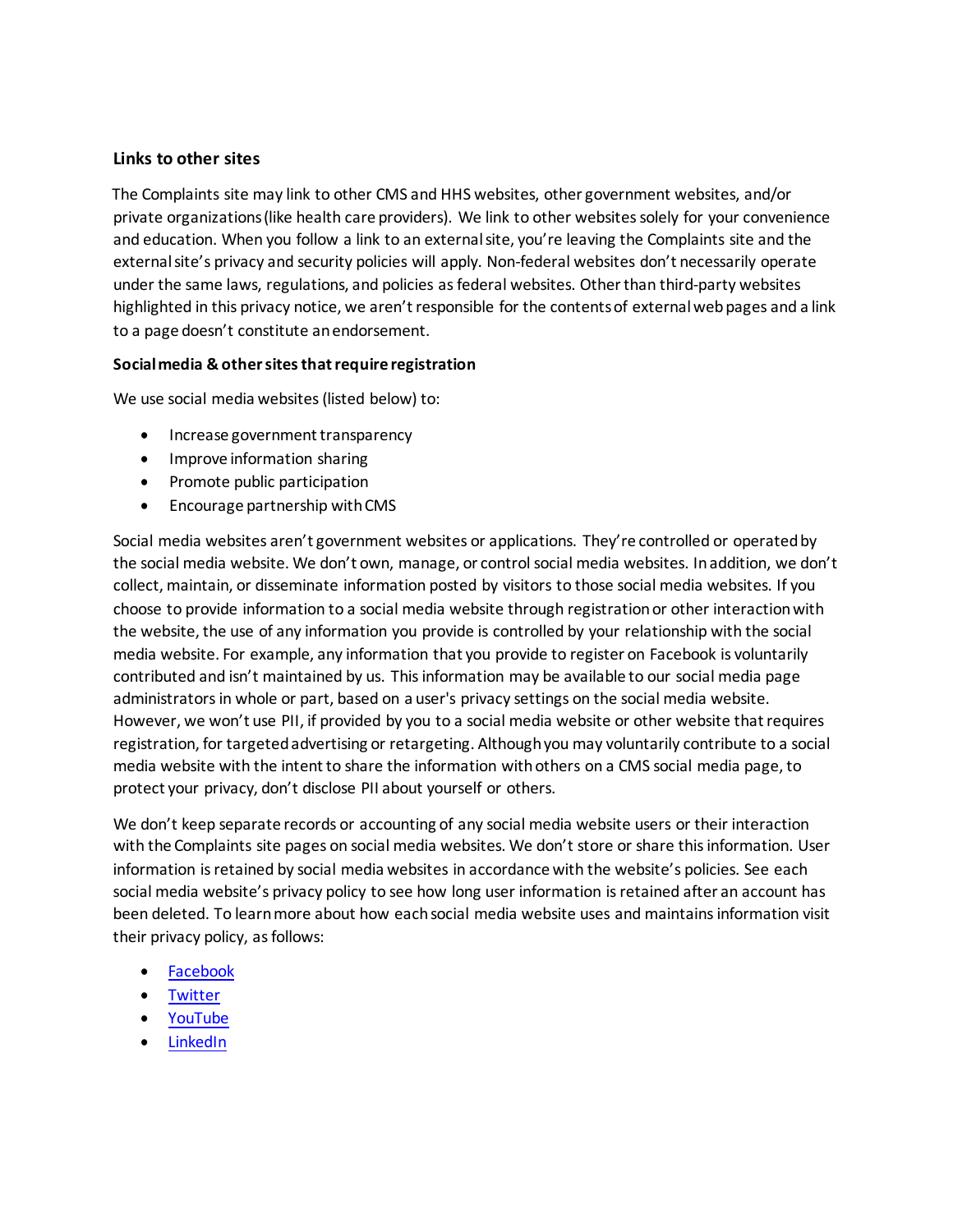### Links to other sites

The Complaints site may link to other CMS and HHS websites, other government websites, and/or private organizations (like health care providers). We link to other websites solely for your convenience and education. When you follow a link to an external site, you're leaving the Complaints site and the external site's privacy and security policies will apply. Non-federal websites don't necessarily operate under the same laws, regulations, and policies as federal websites. Other than third-party websites highlighted in this privacy notice, we aren't responsible for the contents of external web pages and a link to a page doesn't constitute an endorsement.

#### Social media & other sites that require registration

We use social media websites (listed below) to:

- Increase government transparency
- Improve information sharing
- Promote public participation
- Encourage partnership with CMS

Social media websites aren't government websites or applications. They're controlled or operated by the social media website. We don't own, manage, or control social media websites. In addition, we don't collect, maintain, or disseminate information posted by visitors to those social media websites. If you choose to provide information to a social media website through registration or other interaction with the website, the use of any information you provide is controlled by your relationship with the social media website. For example, any information that you provide to register on Facebook is voluntarily contributed and isn't maintained by us. This information may be available to our social media page administrators in whole or part, based on a user's privacy settings on the social media website. However, we won't use PII, if provided by you to a social media website or other website that requires registration, for targeted advertising or retargeting. Although you may voluntarily contribute to a social media website with the intent to share the information with others on a CMS social media page, to protect your privacy, don't disclose PII about yourself or others.

We don't keep separate records or accounting of any social media website users or their interaction with the Complaints site pages on social media websites. We don't store or share this information. User information is retained by social media websites in accordance with the website's policies. See each social media website's privacy policy to see how long user information is retained after an account has been deleted. To learn more about how each social media website uses and maintains information visit their privacy policy, as follows:

- Facebook
- Twitter
- YouTube
- LinkedIn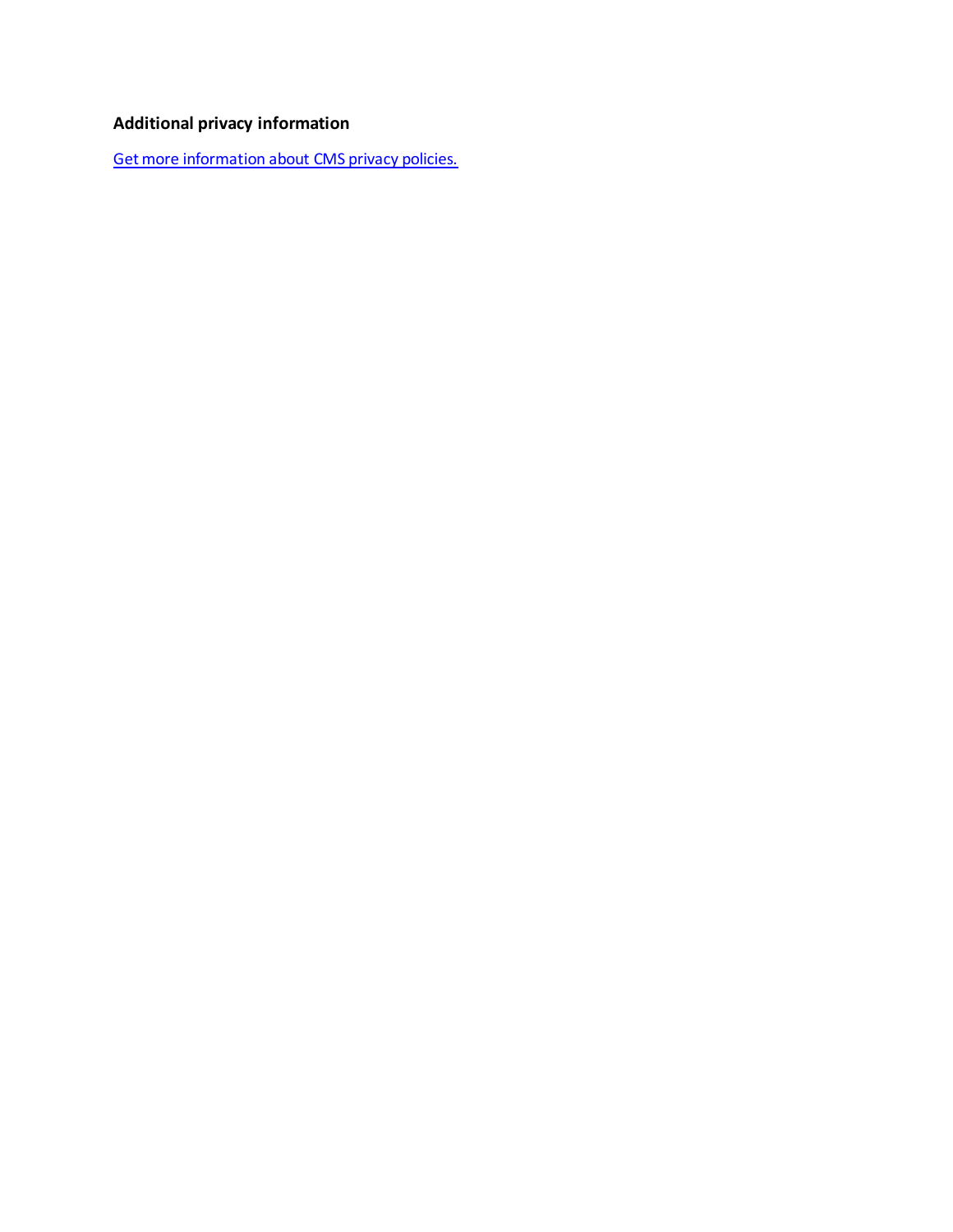### Additional privacy information

Get more information about CMS privacy policies.